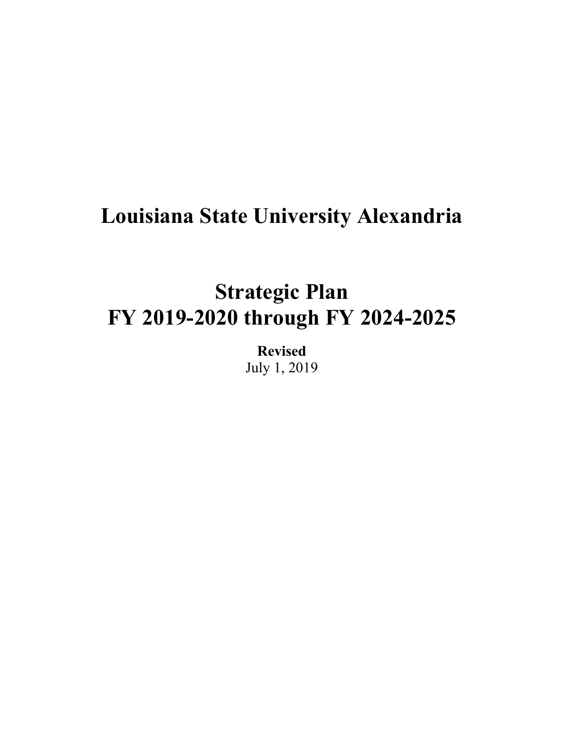# Louisiana State University Alexandria

# Strategic Plan
# FY 2019-2020 through FY 2024-2025

**Revised**
July 1, 2019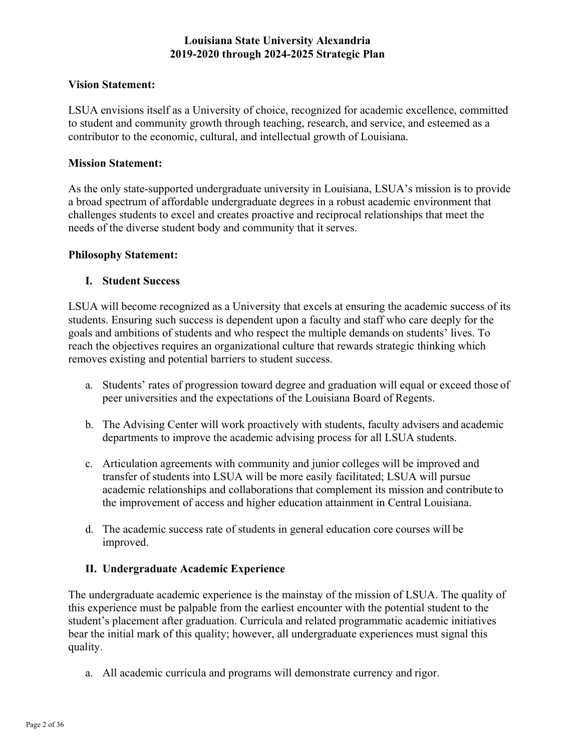# Louisiana State University Alexandria
# 2019-2020 through 2024-2025 Strategic Plan

**Vision Statement:**

LSUA envisions itself as a University of choice, recognized for academic excellence, committed to student and community growth through teaching, research, and service, and esteemed as a contributor to the economic, cultural, and intellectual growth of Louisiana.

**Mission Statement:**

As the only state-supported undergraduate university in Louisiana, LSUA's mission is to provide a broad spectrum of affordable undergraduate degrees in a robust academic environment that challenges students to excel and creates proactive and reciprocal relationships that meet the needs of the diverse student body and community that it serves.

**Philosophy Statement:**

**I. Student Success**

LSUA will become recognized as a University that excels at ensuring the academic success of its students. Ensuring such success is dependent upon a faculty and staff who care deeply for the goals and ambitions of students and who respect the multiple demands on students' lives. To reach the objectives requires an organizational culture that rewards strategic thinking which removes existing and potential barriers to student success.

a. Students' rates of progression toward degree and graduation will equal or exceed those of peer universities and the expectations of the Louisiana Board of Regents.

b. The Advising Center will work proactively with students, faculty advisers and academic departments to improve the academic advising process for all LSUA students.

c. Articulation agreements with community and junior colleges will be improved and transfer of students into LSUA will be more easily facilitated; LSUA will pursue academic relationships and collaborations that complement its mission and contribute to the improvement of access and higher education attainment in Central Louisiana.

d. The academic success rate of students in general education core courses will be improved.

**II. Undergraduate Academic Experience**

The undergraduate academic experience is the mainstay of the mission of LSUA. The quality of this experience must be palpable from the earliest encounter with the potential student to the student's placement after graduation. Curricula and related programmatic academic initiatives bear the initial mark of this quality; however, all undergraduate experiences must signal this quality.

a. All academic curricula and programs will demonstrate currency and rigor.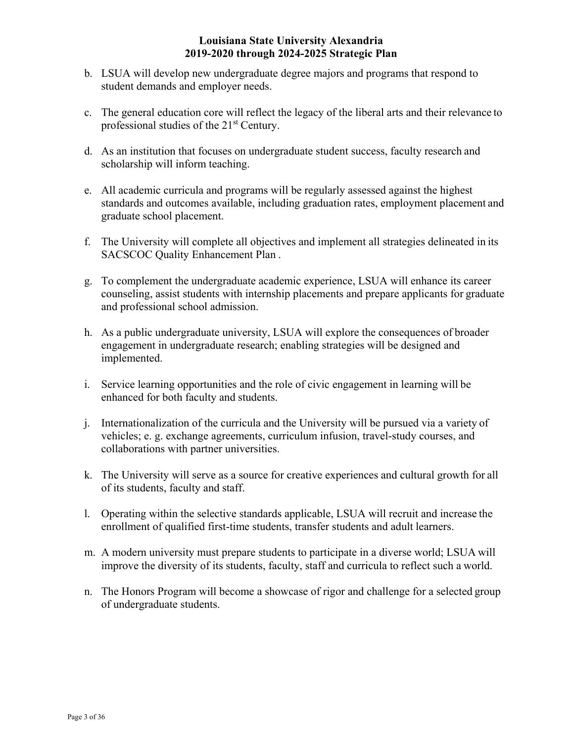b. LSUA will develop new undergraduate degree majors and programs that respond to student demands and employer needs.

c. The general education core will reflect the legacy of the liberal arts and their relevance to professional studies of the 21st Century.

d. As an institution that focuses on undergraduate student success, faculty research and scholarship will inform teaching.

e. All academic curricula and programs will be regularly assessed against the highest standards and outcomes available, including graduation rates, employment placement and graduate school placement.

f. The University will complete all objectives and implement all strategies delineated in its SACSCOC Quality Enhancement Plan .

g. To complement the undergraduate academic experience, LSUA will enhance its career counseling, assist students with internship placements and prepare applicants for graduate and professional school admission.

h. As a public undergraduate university, LSUA will explore the consequences of broader engagement in undergraduate research; enabling strategies will be designed and implemented.

i. Service learning opportunities and the role of civic engagement in learning will be enhanced for both faculty and students.

j. Internationalization of the curricula and the University will be pursued via a variety of vehicles; e. g. exchange agreements, curriculum infusion, travel-study courses, and collaborations with partner universities.

k. The University will serve as a source for creative experiences and cultural growth for all of its students, faculty and staff.

l. Operating within the selective standards applicable, LSUA will recruit and increase the enrollment of qualified first-time students, transfer students and adult learners.

m. A modern university must prepare students to participate in a diverse world; LSUA will improve the diversity of its students, faculty, staff and curricula to reflect such a world.

n. The Honors Program will become a showcase of rigor and challenge for a selected group of undergraduate students.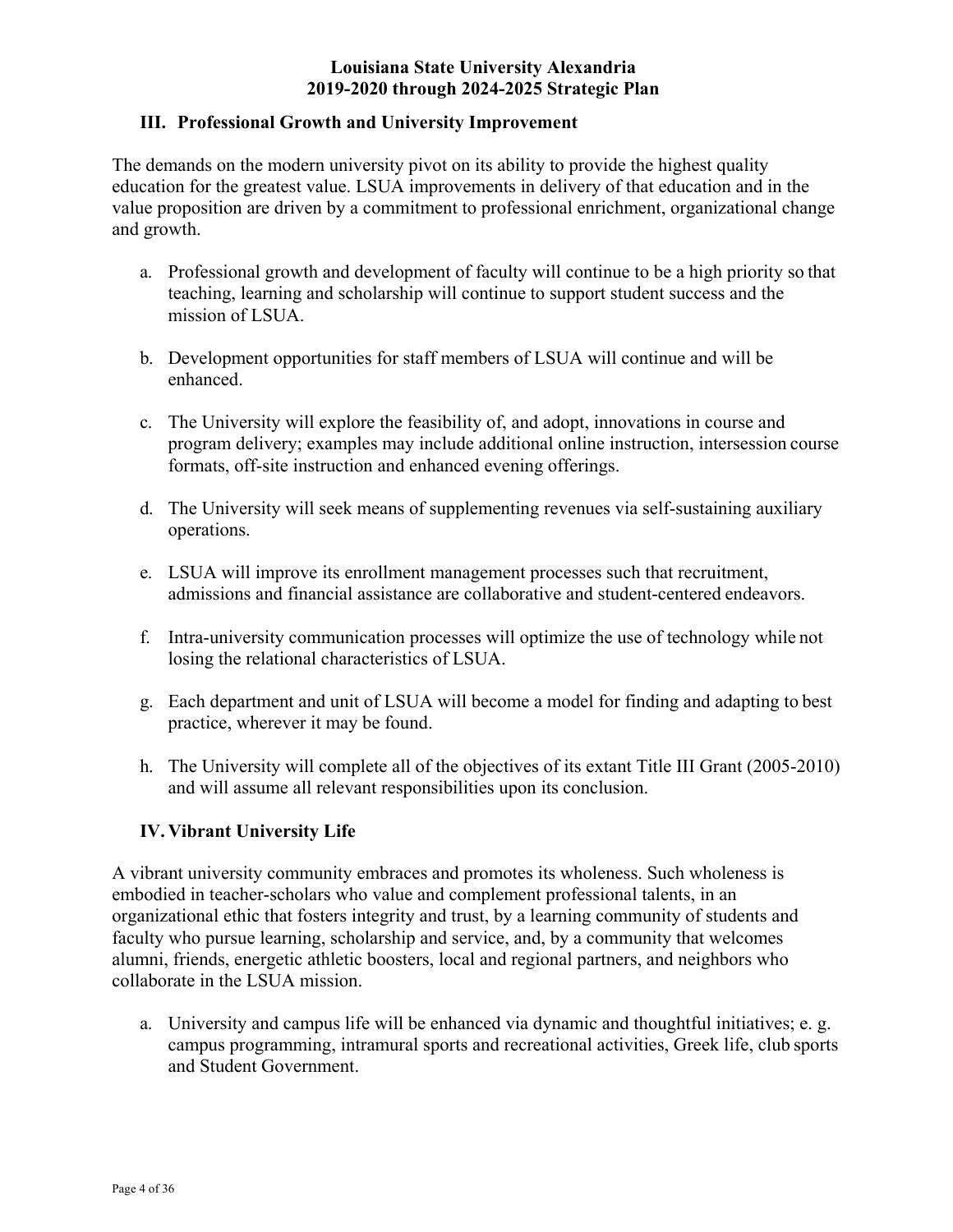## III. Professional Growth and University Improvement

The demands on the modern university pivot on its ability to provide the highest quality education for the greatest value. LSUA improvements in delivery of that education and in the value proposition are driven by a commitment to professional enrichment, organizational change and growth.

a. Professional growth and development of faculty will continue to be a high priority so that teaching, learning and scholarship will continue to support student success and the mission of LSUA.

b. Development opportunities for staff members of LSUA will continue and will be enhanced.

c. The University will explore the feasibility of, and adopt, innovations in course and program delivery; examples may include additional online instruction, intersession course formats, off-site instruction and enhanced evening offerings.

d. The University will seek means of supplementing revenues via self-sustaining auxiliary operations.

e. LSUA will improve its enrollment management processes such that recruitment, admissions and financial assistance are collaborative and student-centered endeavors.

f. Intra-university communication processes will optimize the use of technology while not losing the relational characteristics of LSUA.

g. Each department and unit of LSUA will become a model for finding and adapting to best practice, wherever it may be found.

h. The University will complete all of the objectives of its extant Title III Grant (2005-2010) and will assume all relevant responsibilities upon its conclusion.

## IV. Vibrant University Life

A vibrant university community embraces and promotes its wholeness. Such wholeness is embodied in teacher-scholars who value and complement professional talents, in an organizational ethic that fosters integrity and trust, by a learning community of students and faculty who pursue learning, scholarship and service, and, by a community that welcomes alumni, friends, energetic athletic boosters, local and regional partners, and neighbors who collaborate in the LSUA mission.

a. University and campus life will be enhanced via dynamic and thoughtful initiatives; e. g. campus programming, intramural sports and recreational activities, Greek life, club sports and Student Government.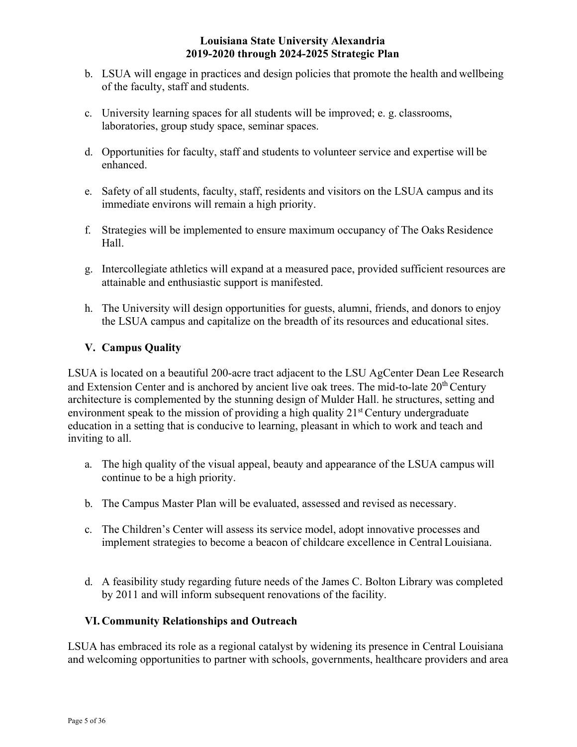b. LSUA will engage in practices and design policies that promote the health and wellbeing of the faculty, staff and students.

c. University learning spaces for all students will be improved; e. g. classrooms, laboratories, group study space, seminar spaces.

d. Opportunities for faculty, staff and students to volunteer service and expertise will be enhanced.

e. Safety of all students, faculty, staff, residents and visitors on the LSUA campus and its immediate environs will remain a high priority.

f. Strategies will be implemented to ensure maximum occupancy of The Oaks Residence Hall.

g. Intercollegiate athletics will expand at a measured pace, provided sufficient resources are attainable and enthusiastic support is manifested.

h. The University will design opportunities for guests, alumni, friends, and donors to enjoy the LSUA campus and capitalize on the breadth of its resources and educational sites.

## V. Campus Quality

LSUA is located on a beautiful 200-acre tract adjacent to the LSU AgCenter Dean Lee Research and Extension Center and is anchored by ancient live oak trees. The mid-to-late 20th Century architecture is complemented by the stunning design of Mulder Hall. he structures, setting and environment speak to the mission of providing a high quality 21st Century undergraduate education in a setting that is conducive to learning, pleasant in which to work and teach and inviting to all.

a. The high quality of the visual appeal, beauty and appearance of the LSUA campus will continue to be a high priority.

b. The Campus Master Plan will be evaluated, assessed and revised as necessary.

c. The Children's Center will assess its service model, adopt innovative processes and implement strategies to become a beacon of childcare excellence in Central Louisiana.

d. A feasibility study regarding future needs of the James C. Bolton Library was completed by 2011 and will inform subsequent renovations of the facility.

## VI. Community Relationships and Outreach

LSUA has embraced its role as a regional catalyst by widening its presence in Central Louisiana and welcoming opportunities to partner with schools, governments, healthcare providers and area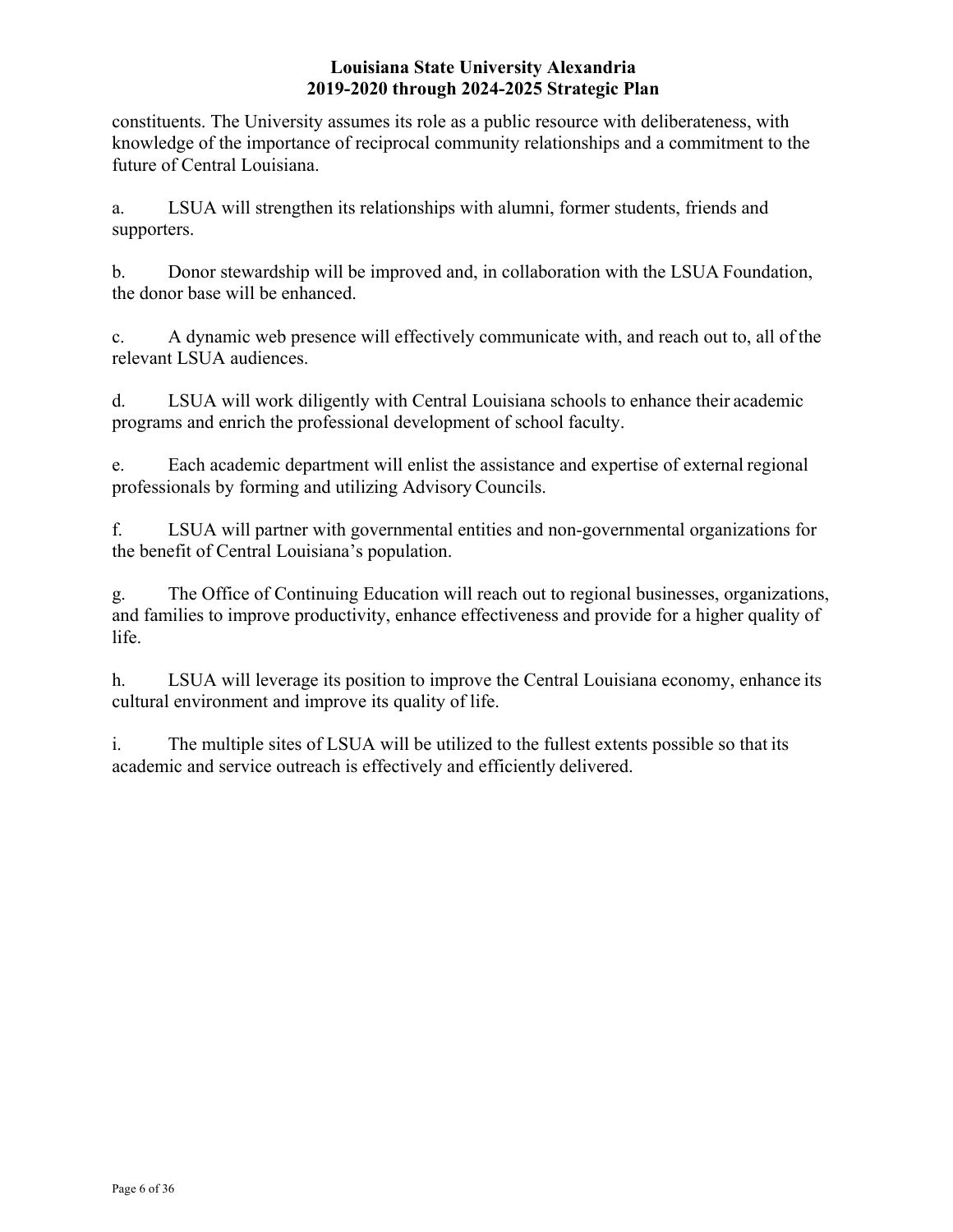constituents. The University assumes its role as a public resource with deliberateness, with knowledge of the importance of reciprocal community relationships and a commitment to the future of Central Louisiana.

a. LSUA will strengthen its relationships with alumni, former students, friends and supporters.

b. Donor stewardship will be improved and, in collaboration with the LSUA Foundation, the donor base will be enhanced.

c. A dynamic web presence will effectively communicate with, and reach out to, all of the relevant LSUA audiences.

d. LSUA will work diligently with Central Louisiana schools to enhance their academic programs and enrich the professional development of school faculty.

e. Each academic department will enlist the assistance and expertise of external regional professionals by forming and utilizing Advisory Councils.

f. LSUA will partner with governmental entities and non-governmental organizations for the benefit of Central Louisiana's population.

g. The Office of Continuing Education will reach out to regional businesses, organizations, and families to improve productivity, enhance effectiveness and provide for a higher quality of life.

h. LSUA will leverage its position to improve the Central Louisiana economy, enhance its cultural environment and improve its quality of life.

i. The multiple sites of LSUA will be utilized to the fullest extents possible so that its academic and service outreach is effectively and efficiently delivered.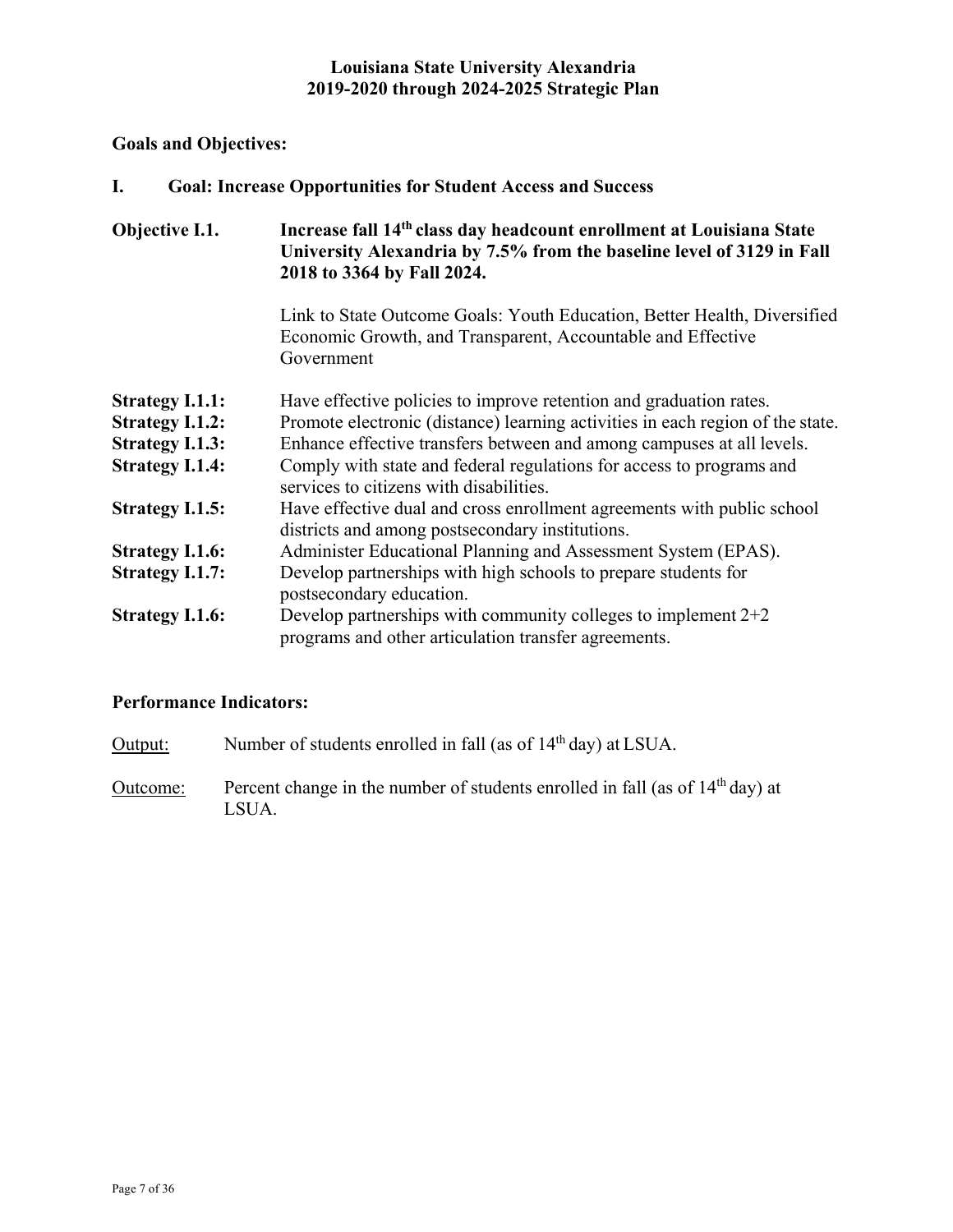# Louisiana State University Alexandria
# 2019-2020 through 2024-2025 Strategic Plan

## Goals and Objectives:

### I. Goal: Increase Opportunities for Student Access and Success

**Objective I.1.** **Increase fall 14th class day headcount enrollment at Louisiana State University Alexandria by 7.5% from the baseline level of 3129 in Fall 2018 to 3364 by Fall 2024.**

Link to State Outcome Goals: Youth Education, Better Health, Diversified Economic Growth, and Transparent, Accountable and Effective Government

**Strategy I.1.1:** Have effective policies to improve retention and graduation rates.
**Strategy I.1.2:** Promote electronic (distance) learning activities in each region of the state.
**Strategy I.1.3:** Enhance effective transfers between and among campuses at all levels.
**Strategy I.1.4:** Comply with state and federal regulations for access to programs and services to citizens with disabilities.
**Strategy I.1.5:** Have effective dual and cross enrollment agreements with public school districts and among postsecondary institutions.
**Strategy I.1.6:** Administer Educational Planning and Assessment System (EPAS).
**Strategy I.1.7:** Develop partnerships with high schools to prepare students for postsecondary education.
**Strategy I.1.6:** Develop partnerships with community colleges to implement 2+2 programs and other articulation transfer agreements.

**Performance Indicators:**

Output: Number of students enrolled in fall (as of 14th day) at LSUA.

Outcome: Percent change in the number of students enrolled in fall (as of 14th day) at LSUA.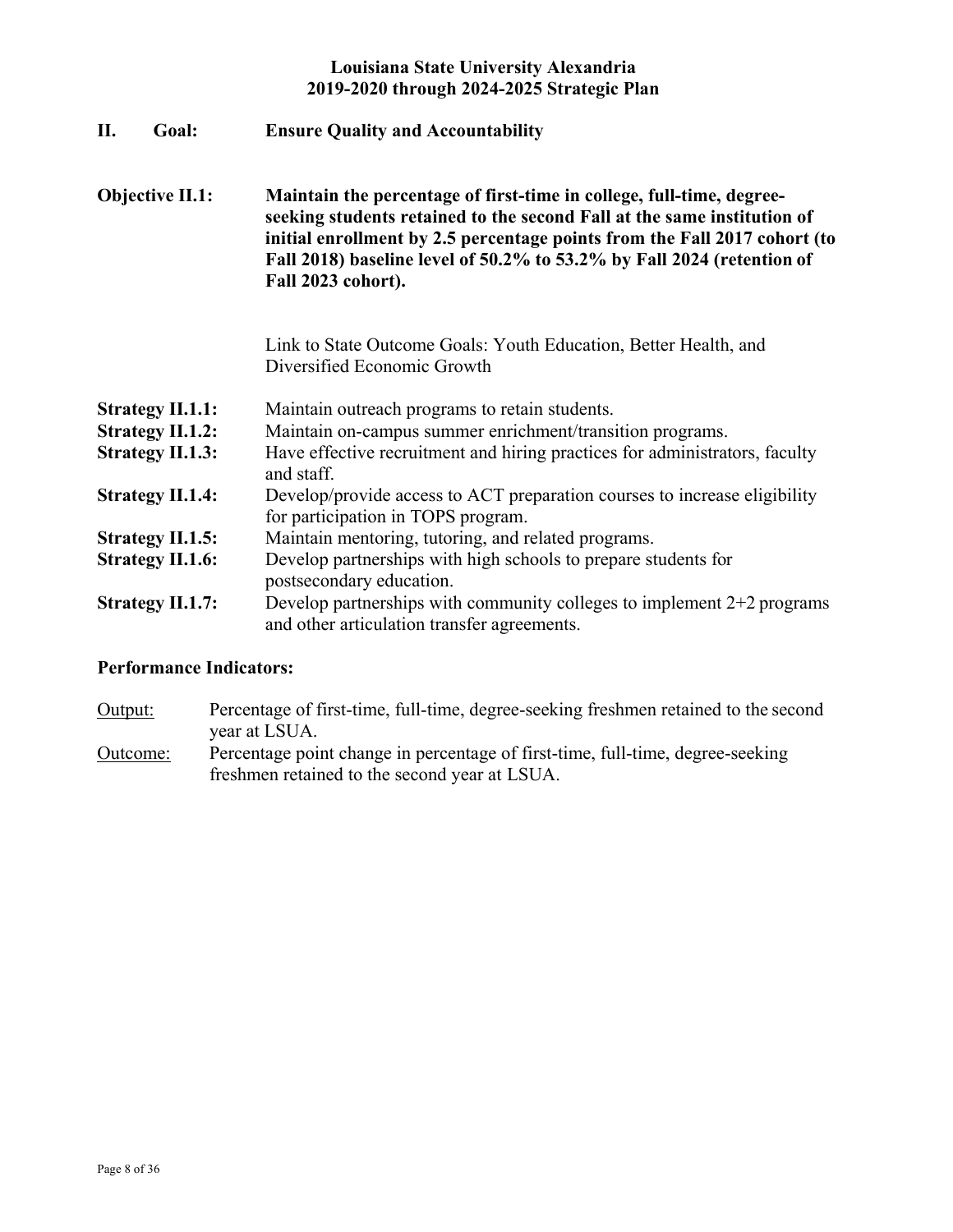**Louisiana State University Alexandria**
**2019-2020 through 2024-2025 Strategic Plan**

## II. Goal: Ensure Quality and Accountability

**Objective II.1: Maintain the percentage of first-time in college, full-time, degree-seeking students retained to the second Fall at the same institution of initial enrollment by 2.5 percentage points from the Fall 2017 cohort (to Fall 2018) baseline level of 50.2% to 53.2% by Fall 2024 (retention of Fall 2023 cohort).**

Link to State Outcome Goals: Youth Education, Better Health, and Diversified Economic Growth

**Strategy II.1.1:** Maintain outreach programs to retain students.
**Strategy II.1.2:** Maintain on-campus summer enrichment/transition programs.
**Strategy II.1.3:** Have effective recruitment and hiring practices for administrators, faculty and staff.
**Strategy II.1.4:** Develop/provide access to ACT preparation courses to increase eligibility for participation in TOPS program.
**Strategy II.1.5:** Maintain mentoring, tutoring, and related programs.
**Strategy II.1.6:** Develop partnerships with high schools to prepare students for postsecondary education.
**Strategy II.1.7:** Develop partnerships with community colleges to implement 2+2 programs and other articulation transfer agreements.

**Performance Indicators:**

Output: Percentage of first-time, full-time, degree-seeking freshmen retained to the second year at LSUA.
Outcome: Percentage point change in percentage of first-time, full-time, degree-seeking freshmen retained to the second year at LSUA.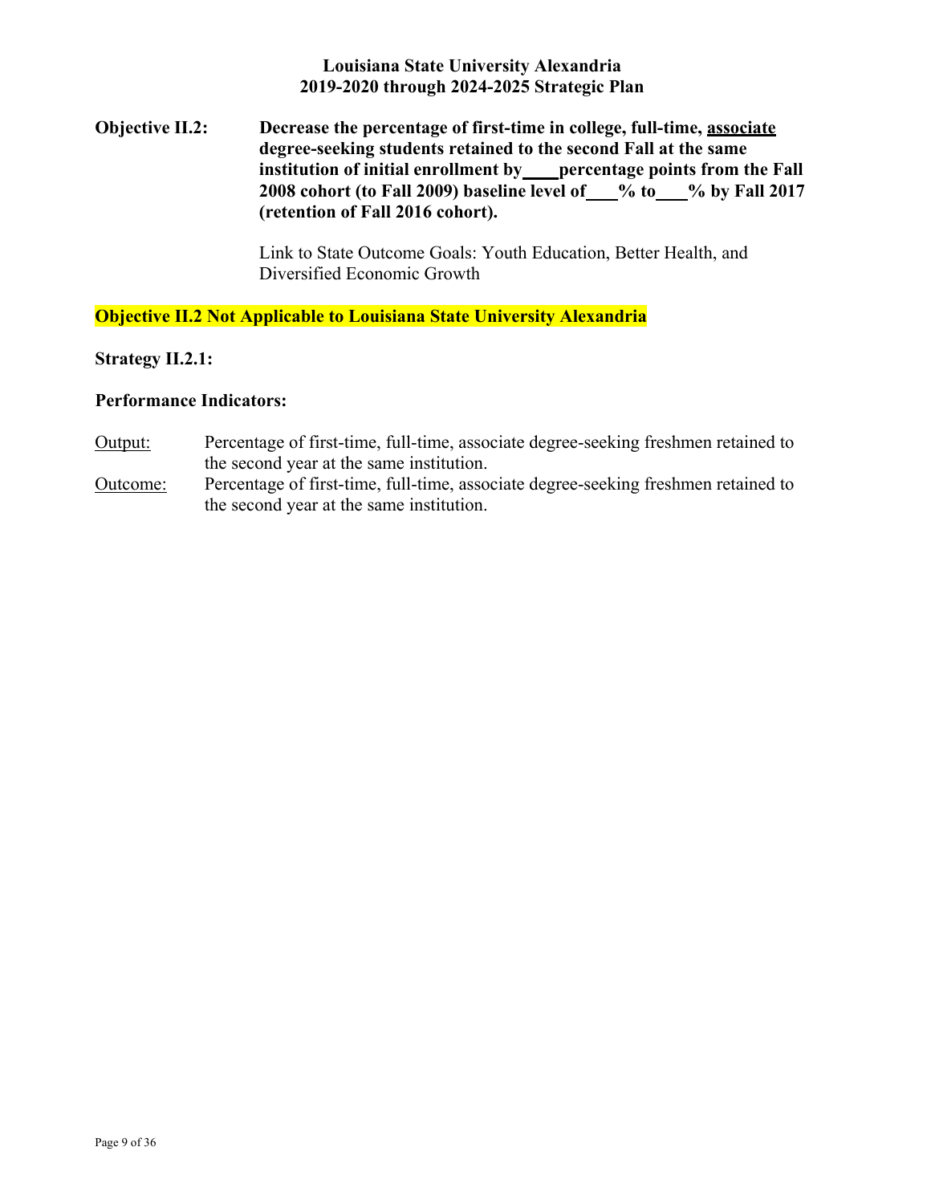**Louisiana State University Alexandria**
**2019-2020 through 2024-2025 Strategic Plan**

**Objective II.2:** **Decrease the percentage of first-time in college, full-time, associate degree-seeking students retained to the second Fall at the same institution of initial enrollment by \_\_\_\_ percentage points from the Fall 2008 cohort (to Fall 2009) baseline level of \_\_\_% to \_\_\_% by Fall 2017 (retention of Fall 2016 cohort).**

Link to State Outcome Goals: Youth Education, Better Health, and Diversified Economic Growth

**Objective II.2 Not Applicable to Louisiana State University Alexandria**

**Strategy II.2.1:**

**Performance Indicators:**

Output: Percentage of first-time, full-time, associate degree-seeking freshmen retained to the second year at the same institution.

Outcome: Percentage of first-time, full-time, associate degree-seeking freshmen retained to the second year at the same institution.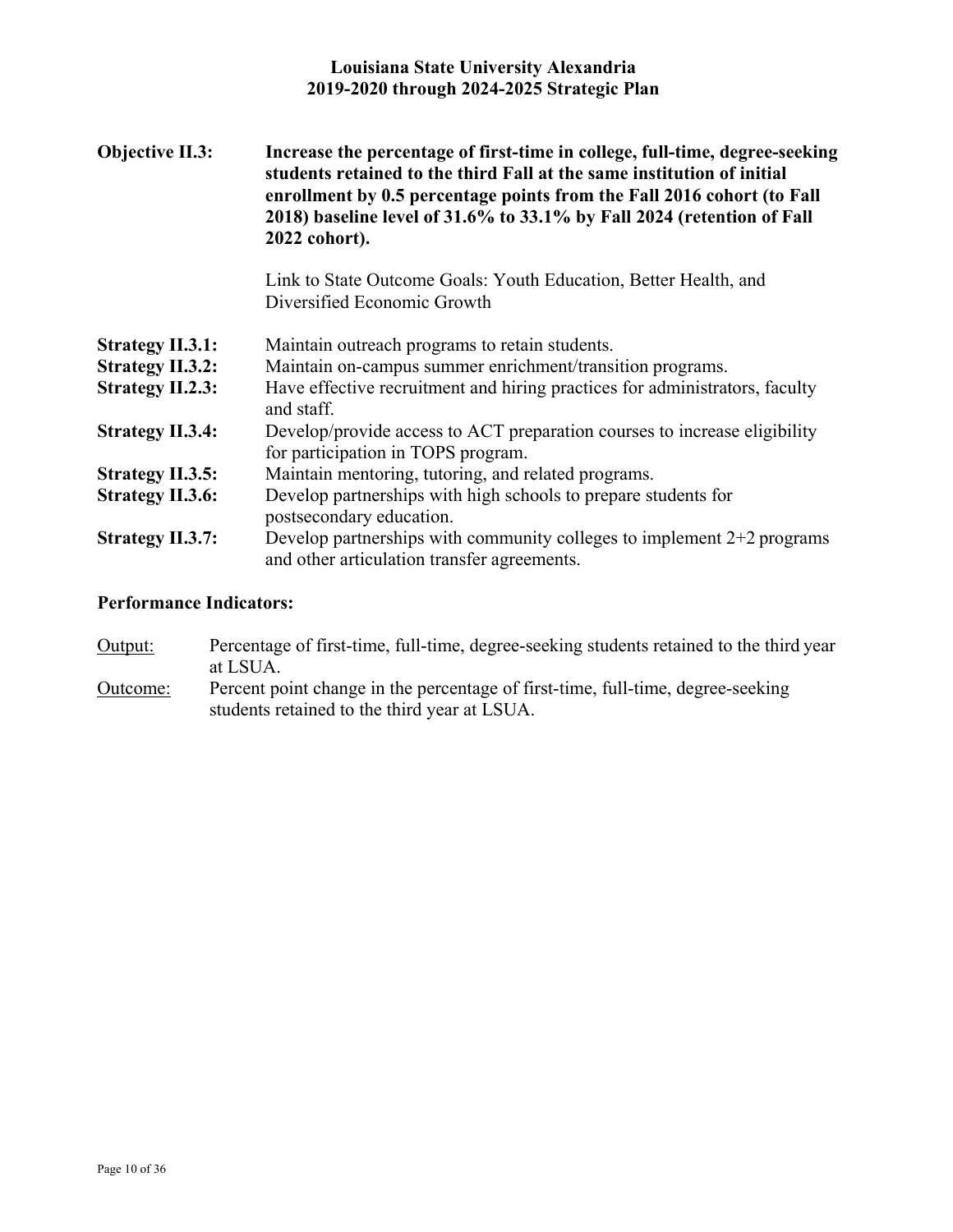**Objective II.3:** **Increase the percentage of first-time in college, full-time, degree-seeking students retained to the third Fall at the same institution of initial enrollment by 0.5 percentage points from the Fall 2016 cohort (to Fall 2018) baseline level of 31.6% to 33.1% by Fall 2024 (retention of Fall 2022 cohort).**

Link to State Outcome Goals: Youth Education, Better Health, and Diversified Economic Growth

**Strategy II.3.1:** Maintain outreach programs to retain students.
**Strategy II.3.2:** Maintain on-campus summer enrichment/transition programs.
**Strategy II.2.3:** Have effective recruitment and hiring practices for administrators, faculty and staff.
**Strategy II.3.4:** Develop/provide access to ACT preparation courses to increase eligibility for participation in TOPS program.
**Strategy II.3.5:** Maintain mentoring, tutoring, and related programs.
**Strategy II.3.6:** Develop partnerships with high schools to prepare students for postsecondary education.
**Strategy II.3.7:** Develop partnerships with community colleges to implement 2+2 programs and other articulation transfer agreements.

**Performance Indicators:**

Output: Percentage of first-time, full-time, degree-seeking students retained to the third year at LSUA.
Outcome: Percent point change in the percentage of first-time, full-time, degree-seeking students retained to the third year at LSUA.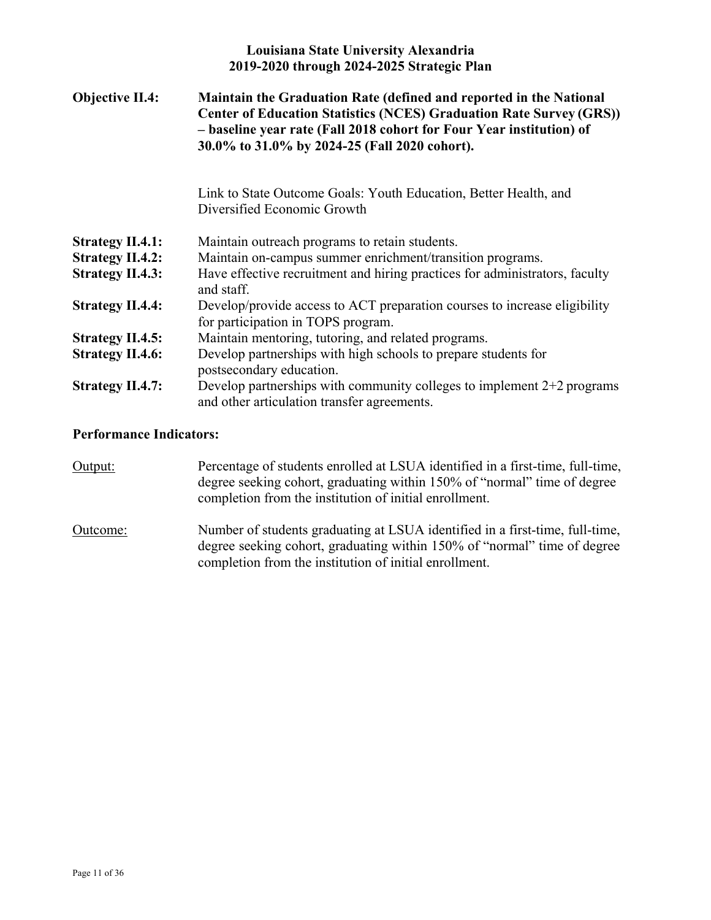**Objective II.4:** **Maintain the Graduation Rate (defined and reported in the National Center of Education Statistics (NCES) Graduation Rate Survey (GRS)) – baseline year rate (Fall 2018 cohort for Four Year institution) of 30.0% to 31.0% by 2024-25 (Fall 2020 cohort).**

Link to State Outcome Goals: Youth Education, Better Health, and Diversified Economic Growth

**Strategy II.4.1:** Maintain outreach programs to retain students.

**Strategy II.4.2:** Maintain on-campus summer enrichment/transition programs.

**Strategy II.4.3:** Have effective recruitment and hiring practices for administrators, faculty and staff.

**Strategy II.4.4:** Develop/provide access to ACT preparation courses to increase eligibility for participation in TOPS program.

**Strategy II.4.5:** Maintain mentoring, tutoring, and related programs.

**Strategy II.4.6:** Develop partnerships with high schools to prepare students for postsecondary education.

**Strategy II.4.7:** Develop partnerships with community colleges to implement 2+2 programs and other articulation transfer agreements.

**Performance Indicators:**

<u>Output:</u> Percentage of students enrolled at LSUA identified in a first-time, full-time, degree seeking cohort, graduating within 150% of "normal" time of degree completion from the institution of initial enrollment.

<u>Outcome:</u> Number of students graduating at LSUA identified in a first-time, full-time, degree seeking cohort, graduating within 150% of "normal" time of degree completion from the institution of initial enrollment.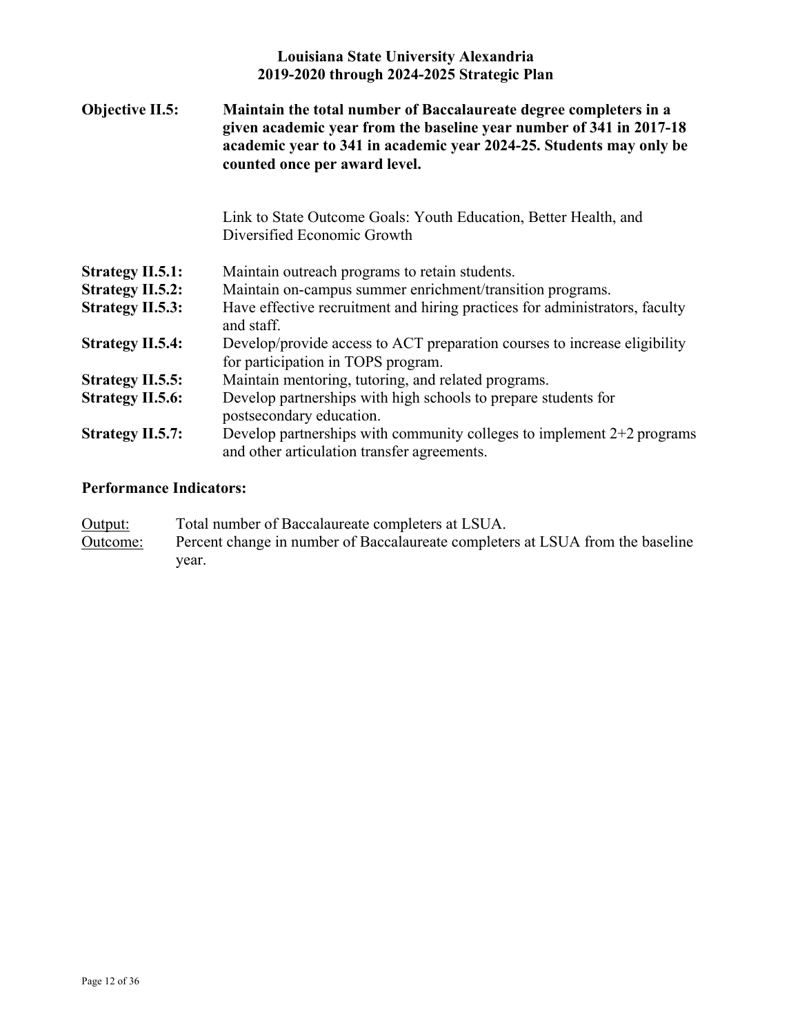**Objective II.5:** **Maintain the total number of Baccalaureate degree completers in a given academic year from the baseline year number of 341 in 2017-18 academic year to 341 in academic year 2024-25. Students may only be counted once per award level.**

Link to State Outcome Goals: Youth Education, Better Health, and Diversified Economic Growth

**Strategy II.5.1:** Maintain outreach programs to retain students.

**Strategy II.5.2:** Maintain on-campus summer enrichment/transition programs.

**Strategy II.5.3:** Have effective recruitment and hiring practices for administrators, faculty and staff.

**Strategy II.5.4:** Develop/provide access to ACT preparation courses to increase eligibility for participation in TOPS program.

**Strategy II.5.5:** Maintain mentoring, tutoring, and related programs.

**Strategy II.5.6:** Develop partnerships with high schools to prepare students for postsecondary education.

**Strategy II.5.7:** Develop partnerships with community colleges to implement 2+2 programs and other articulation transfer agreements.

**Performance Indicators:**

<u>Output:</u> Total number of Baccalaureate completers at LSUA.

<u>Outcome:</u> Percent change in number of Baccalaureate completers at LSUA from the baseline year.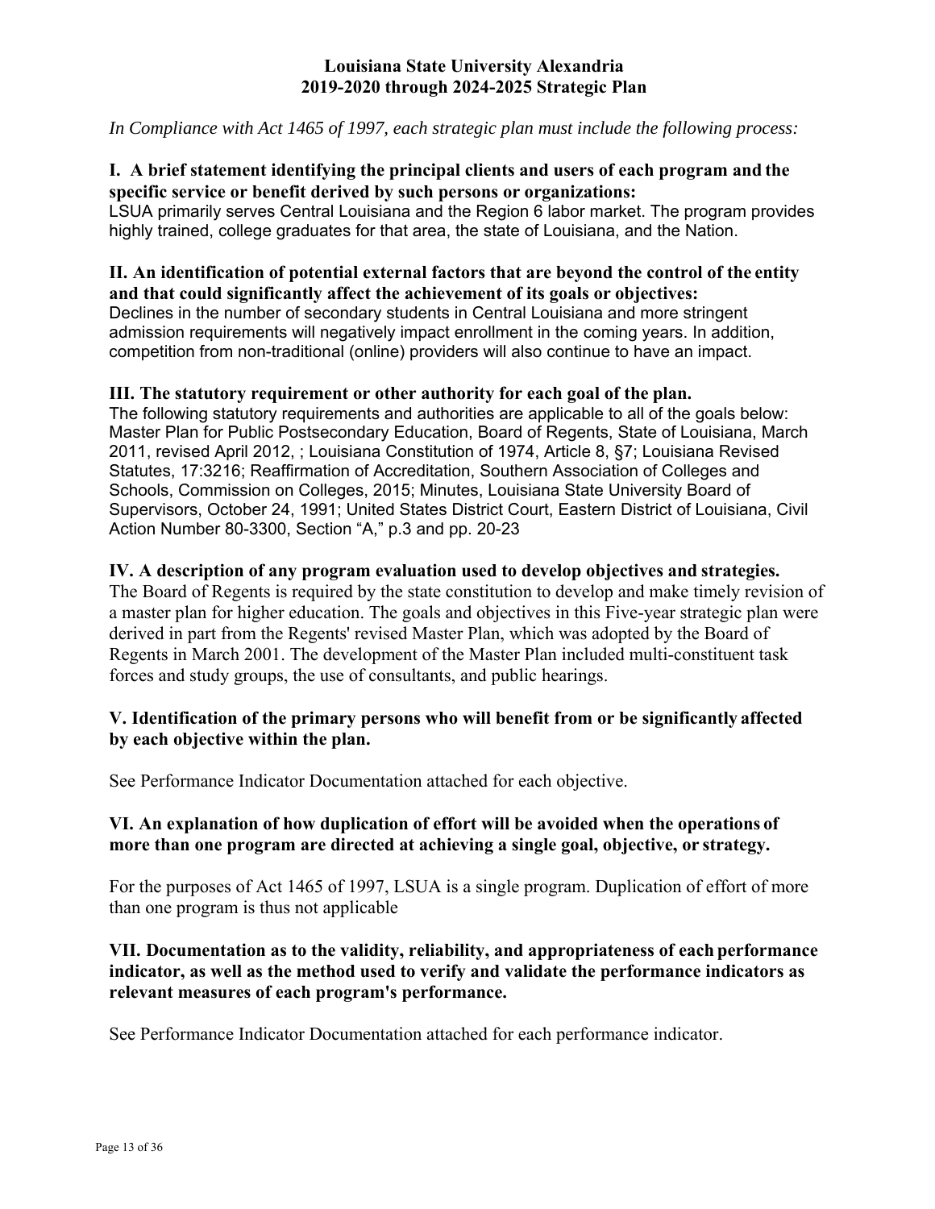**Louisiana State University Alexandria**
**2019-2020 through 2024-2025 Strategic Plan**

*In Compliance with Act 1465 of 1997, each strategic plan must include the following process:*

**I. A brief statement identifying the principal clients and users of each program and the specific service or benefit derived by such persons or organizations:**

LSUA primarily serves Central Louisiana and the Region 6 labor market. The program provides highly trained, college graduates for that area, the state of Louisiana, and the Nation.

**II. An identification of potential external factors that are beyond the control of the entity and that could significantly affect the achievement of its goals or objectives:**

Declines in the number of secondary students in Central Louisiana and more stringent admission requirements will negatively impact enrollment in the coming years. In addition, competition from non-traditional (online) providers will also continue to have an impact.

**III. The statutory requirement or other authority for each goal of the plan.**

The following statutory requirements and authorities are applicable to all of the goals below: Master Plan for Public Postsecondary Education, Board of Regents, State of Louisiana, March 2011, revised April 2012, ; Louisiana Constitution of 1974, Article 8, §7; Louisiana Revised Statutes, 17:3216; Reaffirmation of Accreditation, Southern Association of Colleges and Schools, Commission on Colleges, 2015; Minutes, Louisiana State University Board of Supervisors, October 24, 1991; United States District Court, Eastern District of Louisiana, Civil Action Number 80-3300, Section "A," p.3 and pp. 20-23

**IV. A description of any program evaluation used to develop objectives and strategies.**

The Board of Regents is required by the state constitution to develop and make timely revision of a master plan for higher education. The goals and objectives in this Five-year strategic plan were derived in part from the Regents' revised Master Plan, which was adopted by the Board of Regents in March 2001. The development of the Master Plan included multi-constituent task forces and study groups, the use of consultants, and public hearings.

**V. Identification of the primary persons who will benefit from or be significantly affected by each objective within the plan.**

See Performance Indicator Documentation attached for each objective.

**VI. An explanation of how duplication of effort will be avoided when the operations of more than one program are directed at achieving a single goal, objective, or strategy.**

For the purposes of Act 1465 of 1997, LSUA is a single program. Duplication of effort of more than one program is thus not applicable

**VII. Documentation as to the validity, reliability, and appropriateness of each performance indicator, as well as the method used to verify and validate the performance indicators as relevant measures of each program's performance.**

See Performance Indicator Documentation attached for each performance indicator.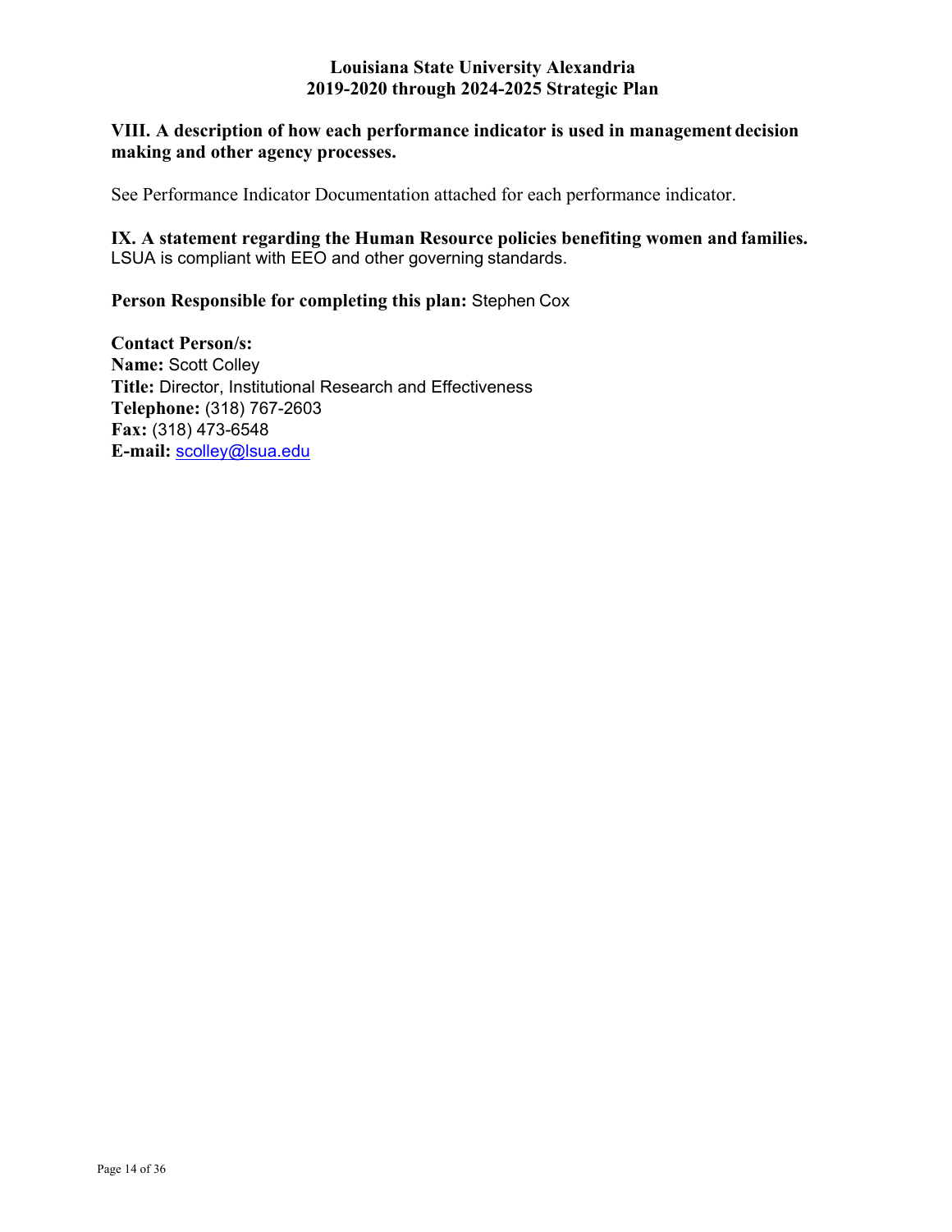**VIII. A description of how each performance indicator is used in management decision making and other agency processes.**

See Performance Indicator Documentation attached for each performance indicator.

**IX. A statement regarding the Human Resource policies benefiting women and families.**
LSUA is compliant with EEO and other governing standards.

**Person Responsible for completing this plan:** Stephen Cox

**Contact Person/s:**
**Name:** Scott Colley
**Title:** Director, Institutional Research and Effectiveness
**Telephone:** (318) 767-2603
**Fax:** (318) 473-6548
**E-mail:** scolley@lsua.edu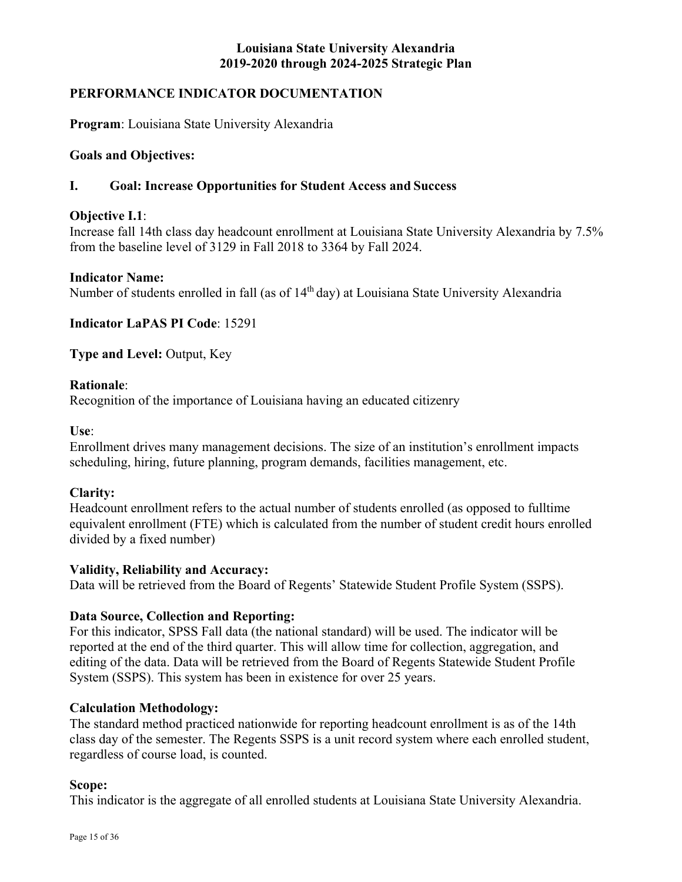**Louisiana State University Alexandria**
**2019-2020 through 2024-2025 Strategic Plan**

## PERFORMANCE INDICATOR DOCUMENTATION

**Program**: Louisiana State University Alexandria

**Goals and Objectives:**

### I. Goal: Increase Opportunities for Student Access and Success

**Objective I.1**:
Increase fall 14th class day headcount enrollment at Louisiana State University Alexandria by 7.5% from the baseline level of 3129 in Fall 2018 to 3364 by Fall 2024.

**Indicator Name:**
Number of students enrolled in fall (as of 14th day) at Louisiana State University Alexandria

**Indicator LaPAS PI Code**: 15291

**Type and Level:** Output, Key

**Rationale**:
Recognition of the importance of Louisiana having an educated citizenry

**Use**:
Enrollment drives many management decisions. The size of an institution's enrollment impacts scheduling, hiring, future planning, program demands, facilities management, etc.

**Clarity:**
Headcount enrollment refers to the actual number of students enrolled (as opposed to fulltime equivalent enrollment (FTE) which is calculated from the number of student credit hours enrolled divided by a fixed number)

**Validity, Reliability and Accuracy:**
Data will be retrieved from the Board of Regents' Statewide Student Profile System (SSPS).

**Data Source, Collection and Reporting:**
For this indicator, SPSS Fall data (the national standard) will be used. The indicator will be reported at the end of the third quarter. This will allow time for collection, aggregation, and editing of the data. Data will be retrieved from the Board of Regents Statewide Student Profile System (SSPS). This system has been in existence for over 25 years.

**Calculation Methodology:**
The standard method practiced nationwide for reporting headcount enrollment is as of the 14th class day of the semester. The Regents SSPS is a unit record system where each enrolled student, regardless of course load, is counted.

**Scope:**
This indicator is the aggregate of all enrolled students at Louisiana State University Alexandria.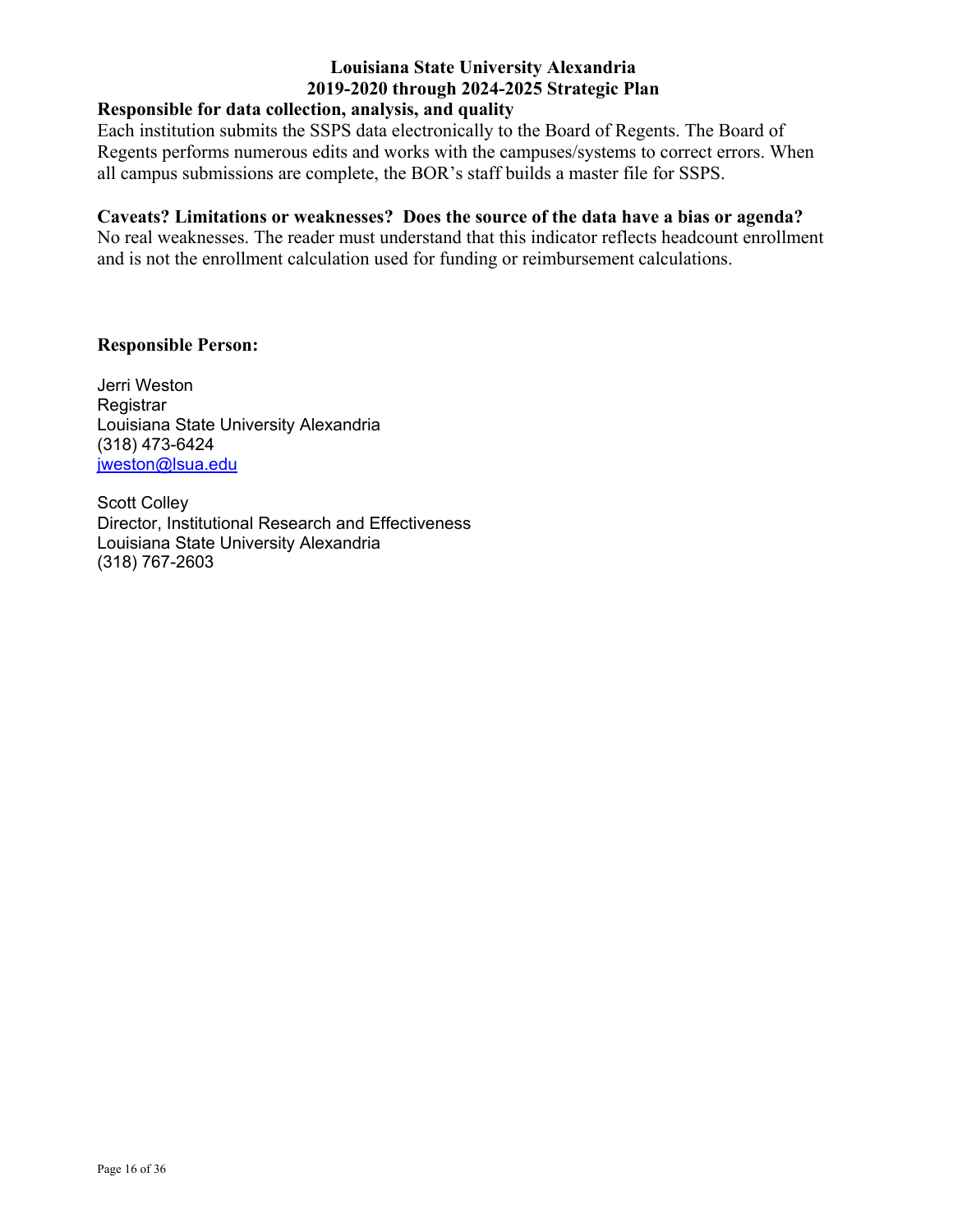**Responsible for data collection, analysis, and quality**

Each institution submits the SSPS data electronically to the Board of Regents. The Board of Regents performs numerous edits and works with the campuses/systems to correct errors. When all campus submissions are complete, the BOR's staff builds a master file for SSPS.

**Caveats? Limitations or weaknesses? Does the source of the data have a bias or agenda?**

No real weaknesses. The reader must understand that this indicator reflects headcount enrollment and is not the enrollment calculation used for funding or reimbursement calculations.

**Responsible Person:**

Jerri Weston  
Registrar  
Louisiana State University Alexandria  
(318) 473-6424  
jweston@lsua.edu

Scott Colley  
Director, Institutional Research and Effectiveness  
Louisiana State University Alexandria  
(318) 767-2603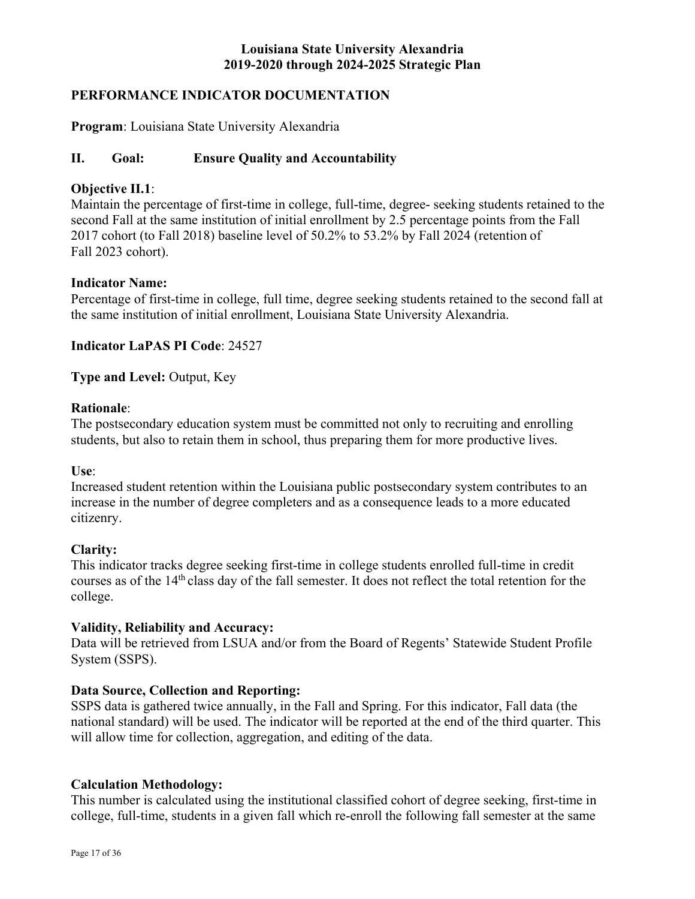**Louisiana State University Alexandria**
**2019-2020 through 2024-2025 Strategic Plan**

## PERFORMANCE INDICATOR DOCUMENTATION

**Program**: Louisiana State University Alexandria

## II. Goal: Ensure Quality and Accountability

**Objective II.1**:
Maintain the percentage of first-time in college, full-time, degree- seeking students retained to the second Fall at the same institution of initial enrollment by 2.5 percentage points from the Fall 2017 cohort (to Fall 2018) baseline level of 50.2% to 53.2% by Fall 2024 (retention of Fall 2023 cohort).

**Indicator Name:**
Percentage of first-time in college, full time, degree seeking students retained to the second fall at the same institution of initial enrollment, Louisiana State University Alexandria.

**Indicator LaPAS PI Code**: 24527

**Type and Level:** Output, Key

**Rationale**:
The postsecondary education system must be committed not only to recruiting and enrolling students, but also to retain them in school, thus preparing them for more productive lives.

**Use**:
Increased student retention within the Louisiana public postsecondary system contributes to an increase in the number of degree completers and as a consequence leads to a more educated citizenry.

**Clarity:**
This indicator tracks degree seeking first-time in college students enrolled full-time in credit courses as of the 14th class day of the fall semester. It does not reflect the total retention for the college.

**Validity, Reliability and Accuracy:**
Data will be retrieved from LSUA and/or from the Board of Regents' Statewide Student Profile System (SSPS).

**Data Source, Collection and Reporting:**
SSPS data is gathered twice annually, in the Fall and Spring. For this indicator, Fall data (the national standard) will be used. The indicator will be reported at the end of the third quarter. This will allow time for collection, aggregation, and editing of the data.

**Calculation Methodology:**
This number is calculated using the institutional classified cohort of degree seeking, first-time in college, full-time, students in a given fall which re-enroll the following fall semester at the same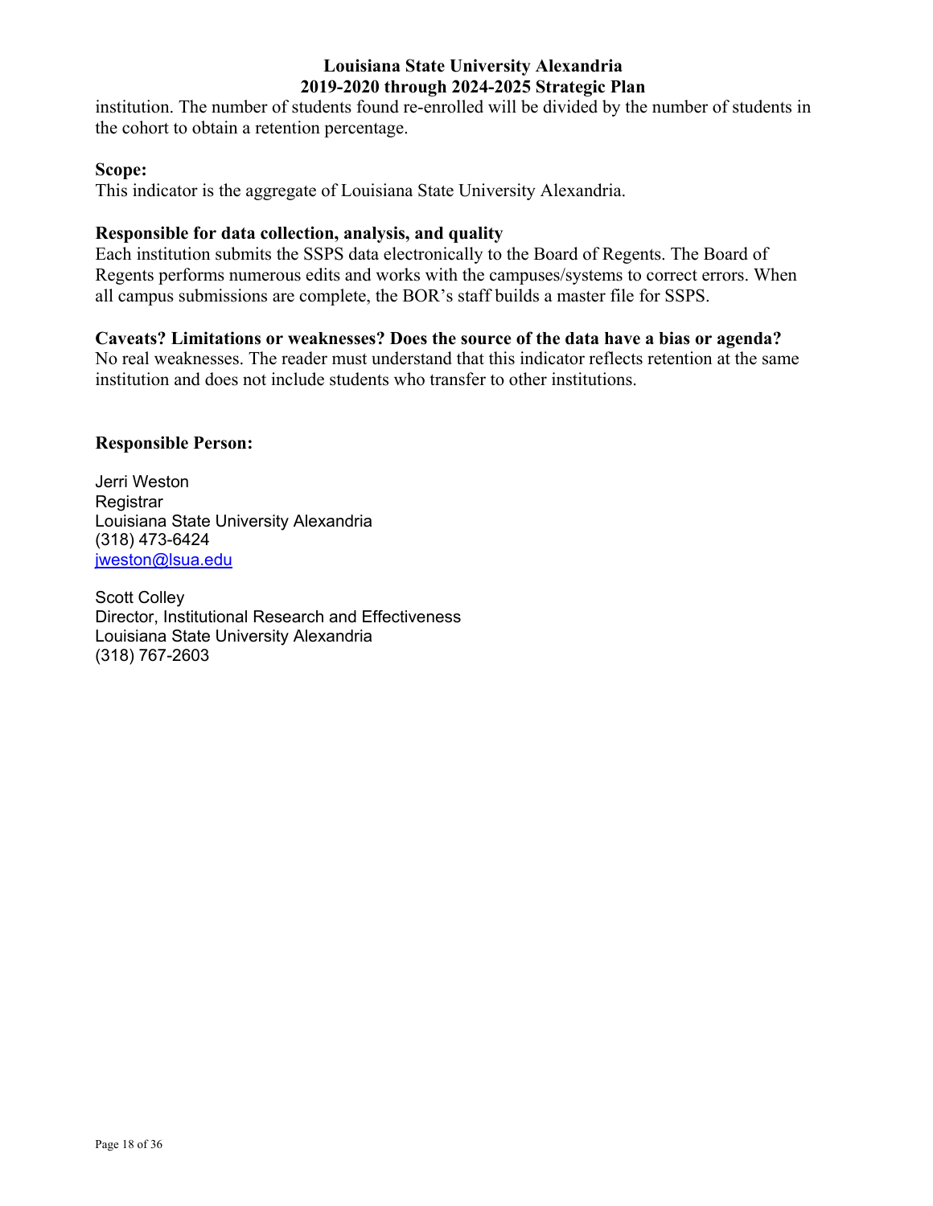institution. The number of students found re-enrolled will be divided by the number of students in the cohort to obtain a retention percentage.

**Scope:**

This indicator is the aggregate of Louisiana State University Alexandria.

**Responsible for data collection, analysis, and quality**

Each institution submits the SSPS data electronically to the Board of Regents. The Board of Regents performs numerous edits and works with the campuses/systems to correct errors. When all campus submissions are complete, the BOR's staff builds a master file for SSPS.

**Caveats? Limitations or weaknesses? Does the source of the data have a bias or agenda?**

No real weaknesses. The reader must understand that this indicator reflects retention at the same institution and does not include students who transfer to other institutions.

**Responsible Person:**

Jerri Weston
Registrar
Louisiana State University Alexandria
(318) 473-6424
jweston@lsua.edu

Scott Colley
Director, Institutional Research and Effectiveness
Louisiana State University Alexandria
(318) 767-2603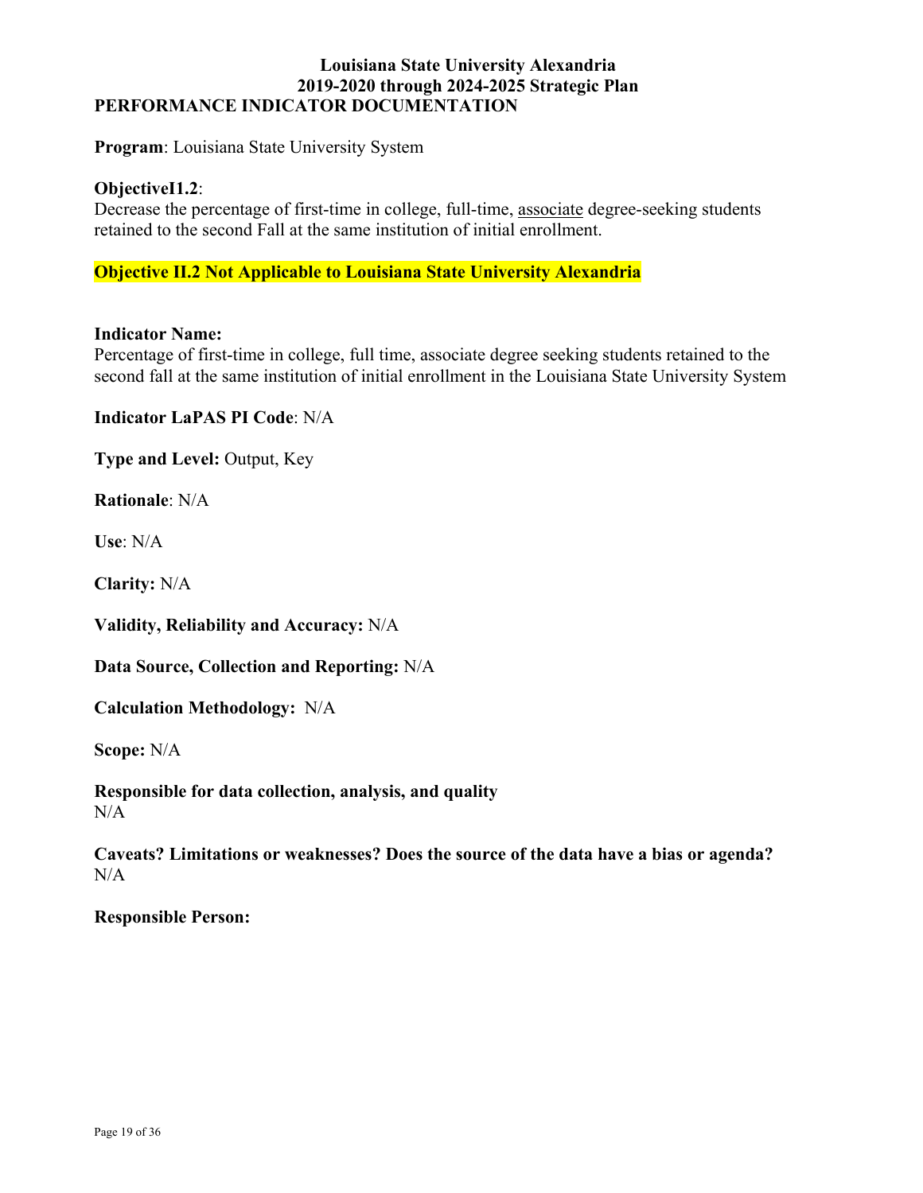**Louisiana State University Alexandria**
**2019-2020 through 2024-2025 Strategic Plan**
**PERFORMANCE INDICATOR DOCUMENTATION**

**Program**: Louisiana State University System

**ObjectiveI1.2**:
Decrease the percentage of first-time in college, full-time, associate degree-seeking students retained to the second Fall at the same institution of initial enrollment.

**Objective II.2 Not Applicable to Louisiana State University Alexandria**

**Indicator Name:**
Percentage of first-time in college, full time, associate degree seeking students retained to the second fall at the same institution of initial enrollment in the Louisiana State University System

**Indicator LaPAS PI Code**: N/A

**Type and Level:** Output, Key

**Rationale**: N/A

**Use**: N/A

**Clarity:** N/A

**Validity, Reliability and Accuracy:** N/A

**Data Source, Collection and Reporting:** N/A

**Calculation Methodology:** N/A

**Scope:** N/A

**Responsible for data collection, analysis, and quality**
N/A

**Caveats? Limitations or weaknesses? Does the source of the data have a bias or agenda?**
N/A

**Responsible Person:**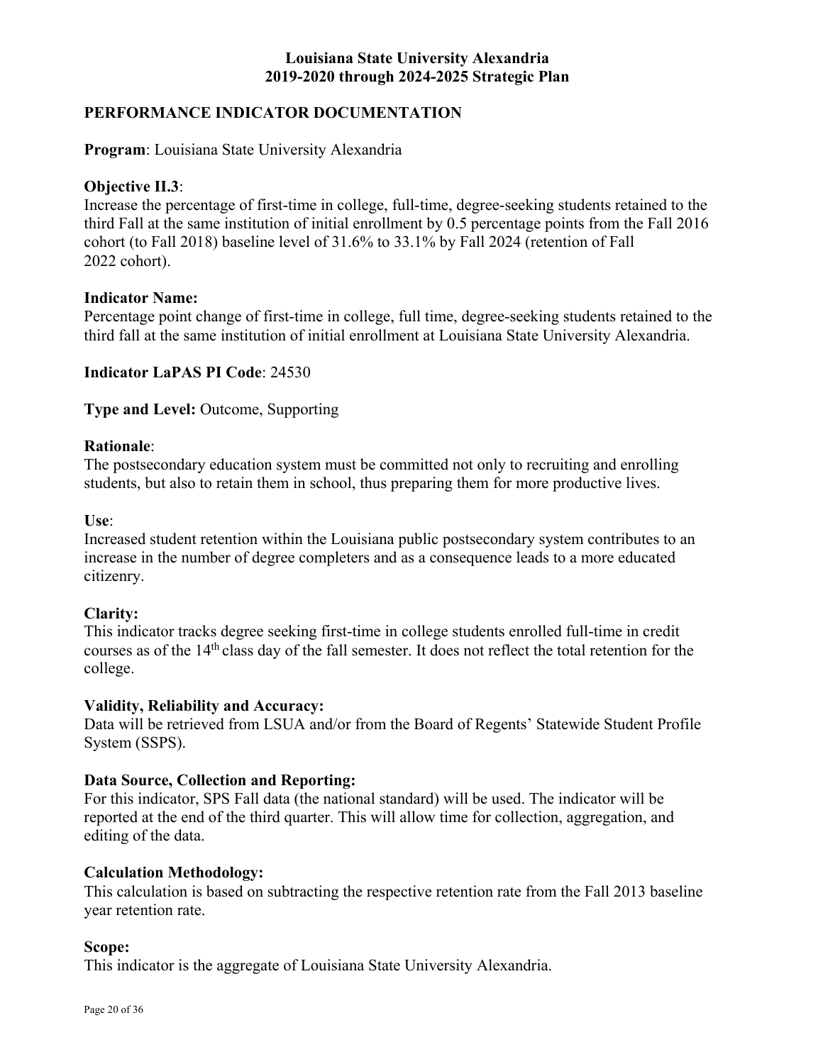**Louisiana State University Alexandria**
**2019-2020 through 2024-2025 Strategic Plan**

**PERFORMANCE INDICATOR DOCUMENTATION**

**Program**: Louisiana State University Alexandria

**Objective II.3**:
Increase the percentage of first-time in college, full-time, degree-seeking students retained to the third Fall at the same institution of initial enrollment by 0.5 percentage points from the Fall 2016 cohort (to Fall 2018) baseline level of 31.6% to 33.1% by Fall 2024 (retention of Fall 2022 cohort).

**Indicator Name:**
Percentage point change of first-time in college, full time, degree-seeking students retained to the third fall at the same institution of initial enrollment at Louisiana State University Alexandria.

**Indicator LaPAS PI Code**: 24530

**Type and Level:** Outcome, Supporting

**Rationale**:
The postsecondary education system must be committed not only to recruiting and enrolling students, but also to retain them in school, thus preparing them for more productive lives.

**Use**:
Increased student retention within the Louisiana public postsecondary system contributes to an increase in the number of degree completers and as a consequence leads to a more educated citizenry.

**Clarity:**
This indicator tracks degree seeking first-time in college students enrolled full-time in credit courses as of the 14th class day of the fall semester. It does not reflect the total retention for the college.

**Validity, Reliability and Accuracy:**
Data will be retrieved from LSUA and/or from the Board of Regents' Statewide Student Profile System (SSPS).

**Data Source, Collection and Reporting:**
For this indicator, SPS Fall data (the national standard) will be used. The indicator will be reported at the end of the third quarter. This will allow time for collection, aggregation, and editing of the data.

**Calculation Methodology:**
This calculation is based on subtracting the respective retention rate from the Fall 2013 baseline year retention rate.

**Scope:**
This indicator is the aggregate of Louisiana State University Alexandria.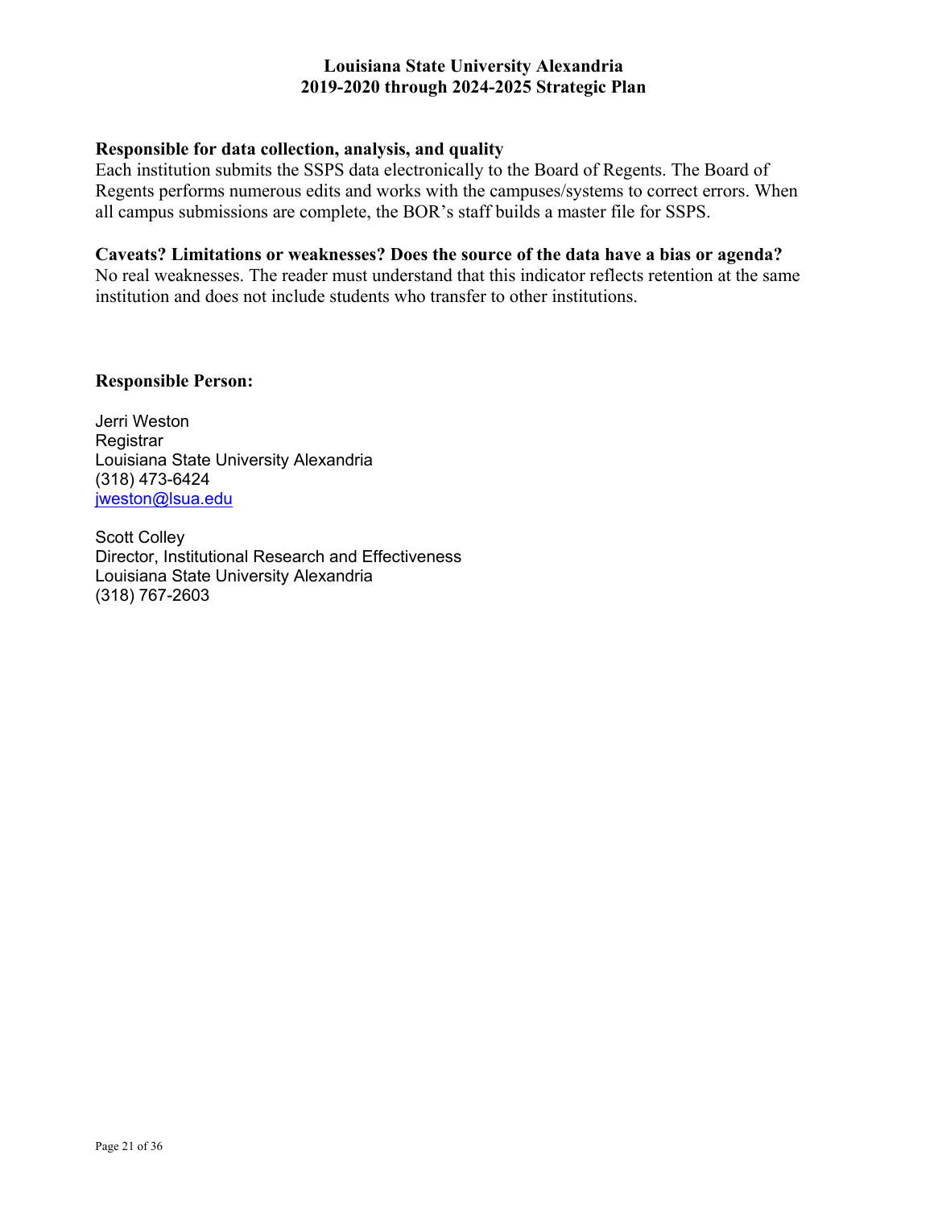**Responsible for data collection, analysis, and quality**

Each institution submits the SSPS data electronically to the Board of Regents. The Board of Regents performs numerous edits and works with the campuses/systems to correct errors. When all campus submissions are complete, the BOR's staff builds a master file for SSPS.

**Caveats? Limitations or weaknesses? Does the source of the data have a bias or agenda?**

No real weaknesses. The reader must understand that this indicator reflects retention at the same institution and does not include students who transfer to other institutions.

**Responsible Person:**

Jerri Weston
Registrar
Louisiana State University Alexandria
(318) 473-6424
jweston@lsua.edu

Scott Colley
Director, Institutional Research and Effectiveness
Louisiana State University Alexandria
(318) 767-2603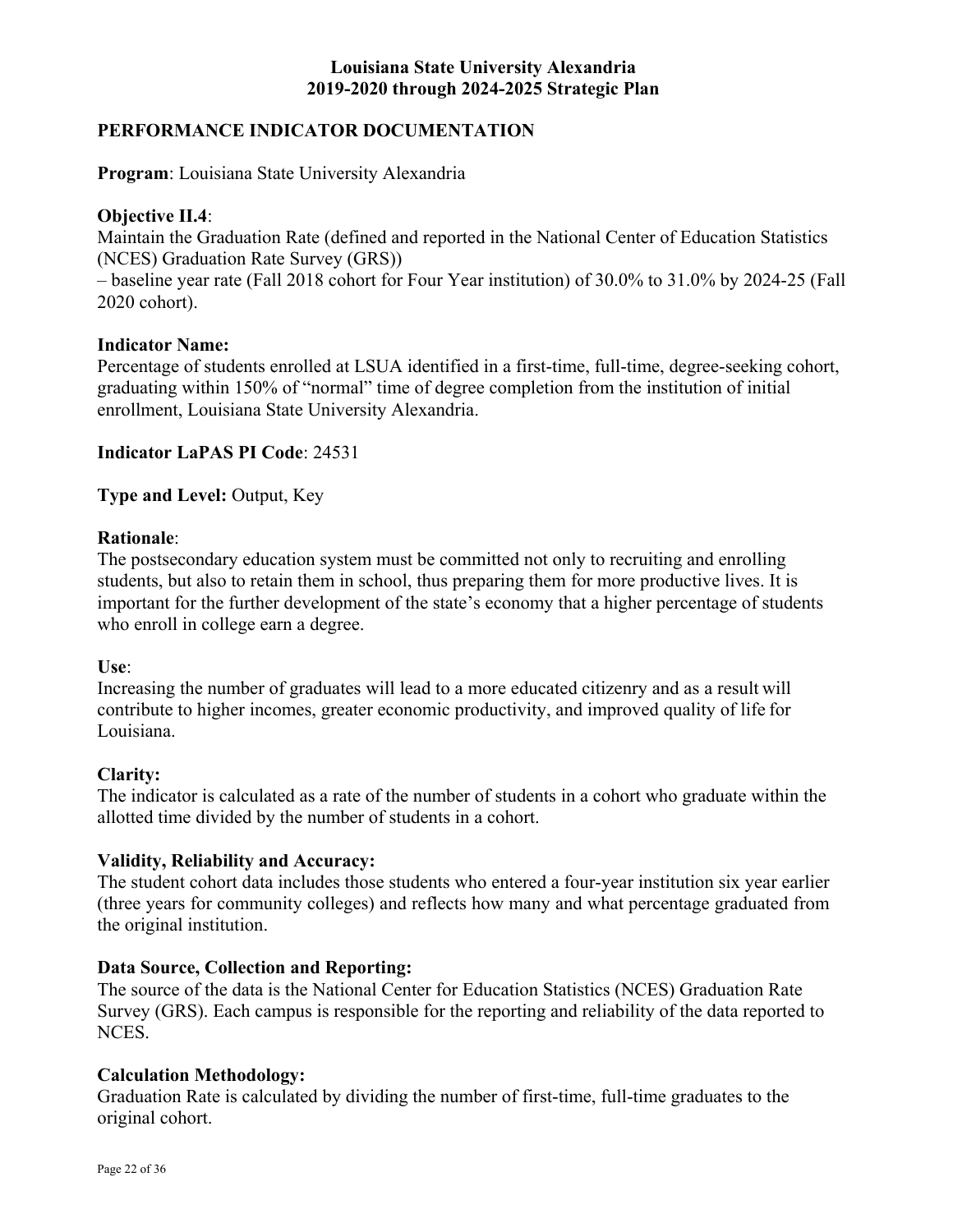# Louisiana State University Alexandria
# 2019-2020 through 2024-2025 Strategic Plan

## PERFORMANCE INDICATOR DOCUMENTATION

**Program**: Louisiana State University Alexandria

**Objective II.4**:
Maintain the Graduation Rate (defined and reported in the National Center of Education Statistics (NCES) Graduation Rate Survey (GRS))
– baseline year rate (Fall 2018 cohort for Four Year institution) of 30.0% to 31.0% by 2024-25 (Fall 2020 cohort).

**Indicator Name:**
Percentage of students enrolled at LSUA identified in a first-time, full-time, degree-seeking cohort, graduating within 150% of "normal" time of degree completion from the institution of initial enrollment, Louisiana State University Alexandria.

**Indicator LaPAS PI Code**: 24531

**Type and Level:** Output, Key

**Rationale**:
The postsecondary education system must be committed not only to recruiting and enrolling students, but also to retain them in school, thus preparing them for more productive lives. It is important for the further development of the state's economy that a higher percentage of students who enroll in college earn a degree.

**Use**:
Increasing the number of graduates will lead to a more educated citizenry and as a result will contribute to higher incomes, greater economic productivity, and improved quality of life for Louisiana.

**Clarity:**
The indicator is calculated as a rate of the number of students in a cohort who graduate within the allotted time divided by the number of students in a cohort.

**Validity, Reliability and Accuracy:**
The student cohort data includes those students who entered a four-year institution six year earlier (three years for community colleges) and reflects how many and what percentage graduated from the original institution.

**Data Source, Collection and Reporting:**
The source of the data is the National Center for Education Statistics (NCES) Graduation Rate Survey (GRS). Each campus is responsible for the reporting and reliability of the data reported to NCES.

**Calculation Methodology:**
Graduation Rate is calculated by dividing the number of first-time, full-time graduates to the original cohort.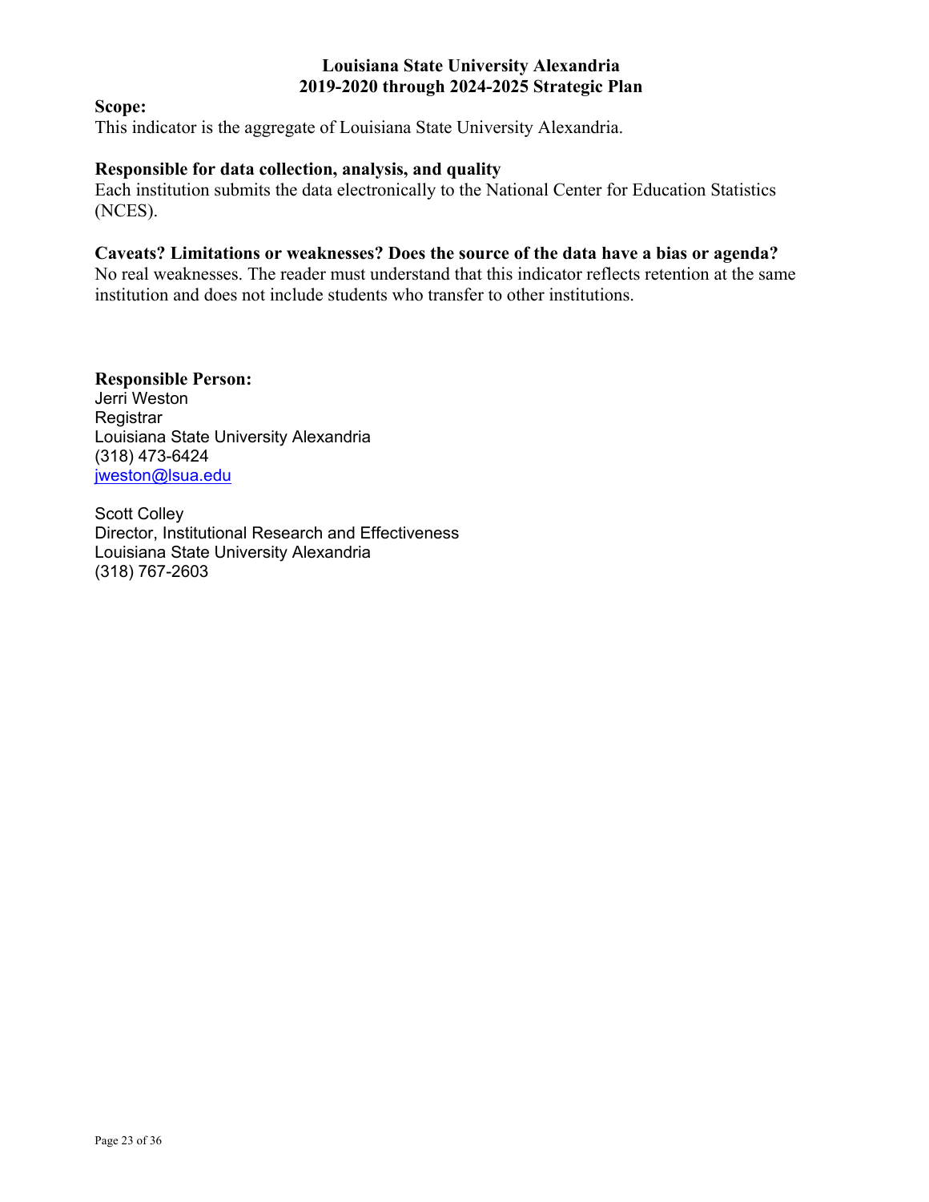**Scope:**
This indicator is the aggregate of Louisiana State University Alexandria.

**Responsible for data collection, analysis, and quality**
Each institution submits the data electronically to the National Center for Education Statistics (NCES).

**Caveats? Limitations or weaknesses? Does the source of the data have a bias or agenda?**
No real weaknesses. The reader must understand that this indicator reflects retention at the same institution and does not include students who transfer to other institutions.

**Responsible Person:**
Jerri Weston
Registrar
Louisiana State University Alexandria
(318) 473-6424
jweston@lsua.edu

Scott Colley
Director, Institutional Research and Effectiveness
Louisiana State University Alexandria
(318) 767-2603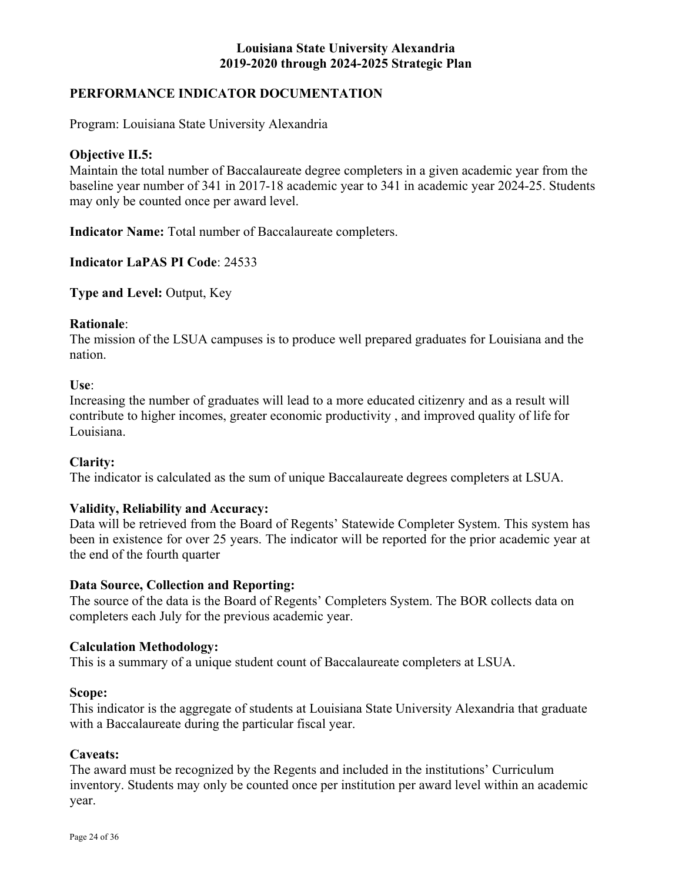**Louisiana State University Alexandria**
**2019-2020 through 2024-2025 Strategic Plan**

## PERFORMANCE INDICATOR DOCUMENTATION

Program: Louisiana State University Alexandria

**Objective II.5:**
Maintain the total number of Baccalaureate degree completers in a given academic year from the baseline year number of 341 in 2017-18 academic year to 341 in academic year 2024-25. Students may only be counted once per award level.

**Indicator Name:** Total number of Baccalaureate completers.

**Indicator LaPAS PI Code**: 24533

**Type and Level:** Output, Key

**Rationale**:
The mission of the LSUA campuses is to produce well prepared graduates for Louisiana and the nation.

**Use**:
Increasing the number of graduates will lead to a more educated citizenry and as a result will contribute to higher incomes, greater economic productivity , and improved quality of life for Louisiana.

**Clarity:**
The indicator is calculated as the sum of unique Baccalaureate degrees completers at LSUA.

**Validity, Reliability and Accuracy:**
Data will be retrieved from the Board of Regents' Statewide Completer System. This system has been in existence for over 25 years. The indicator will be reported for the prior academic year at the end of the fourth quarter

**Data Source, Collection and Reporting:**
The source of the data is the Board of Regents' Completers System. The BOR collects data on completers each July for the previous academic year.

**Calculation Methodology:**
This is a summary of a unique student count of Baccalaureate completers at LSUA.

**Scope:**
This indicator is the aggregate of students at Louisiana State University Alexandria that graduate with a Baccalaureate during the particular fiscal year.

**Caveats:**
The award must be recognized by the Regents and included in the institutions' Curriculum inventory. Students may only be counted once per institution per award level within an academic year.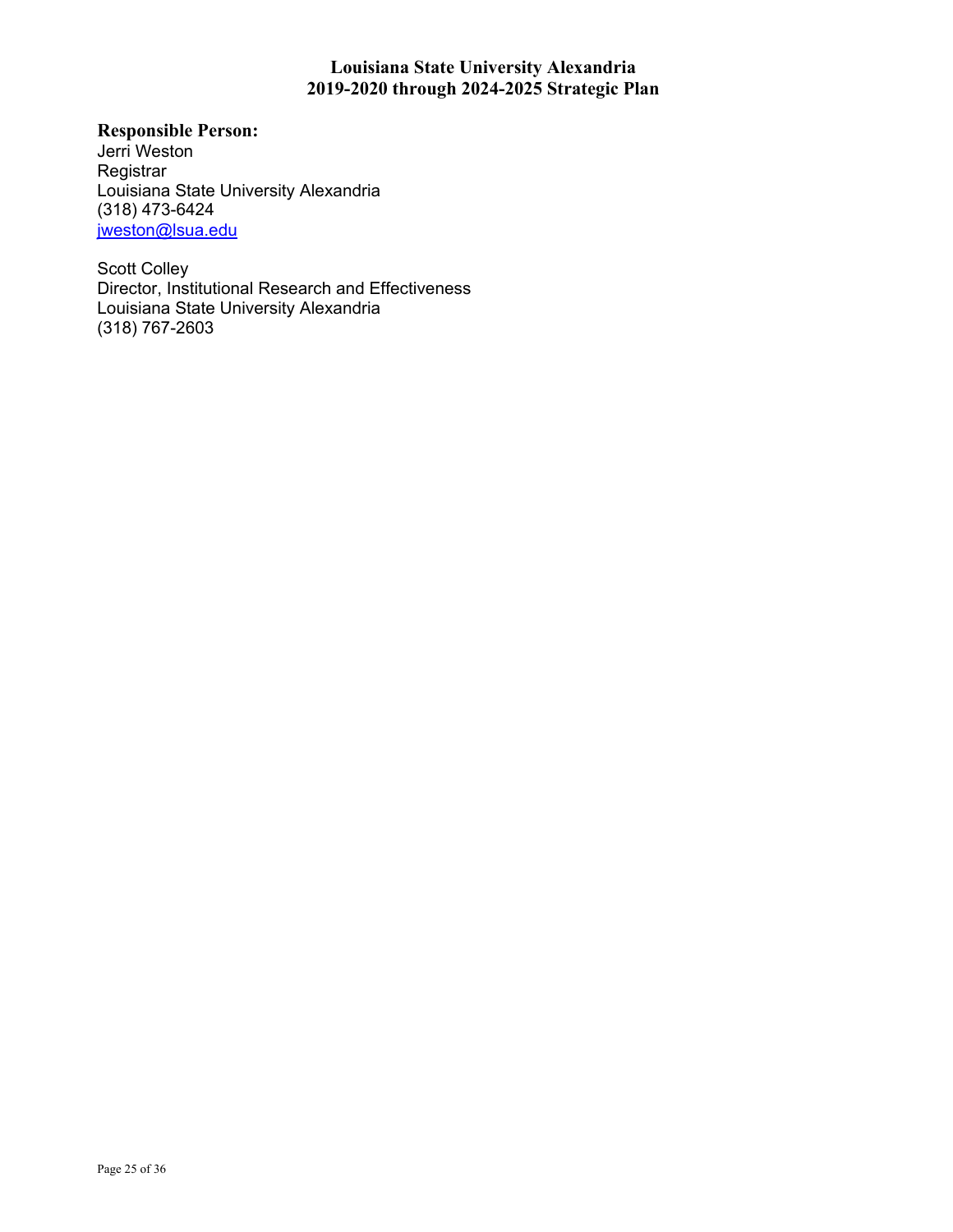**Responsible Person:**

Jerri Weston
Registrar
Louisiana State University Alexandria
(318) 473-6424
jweston@lsua.edu

Scott Colley
Director, Institutional Research and Effectiveness
Louisiana State University Alexandria
(318) 767-2603